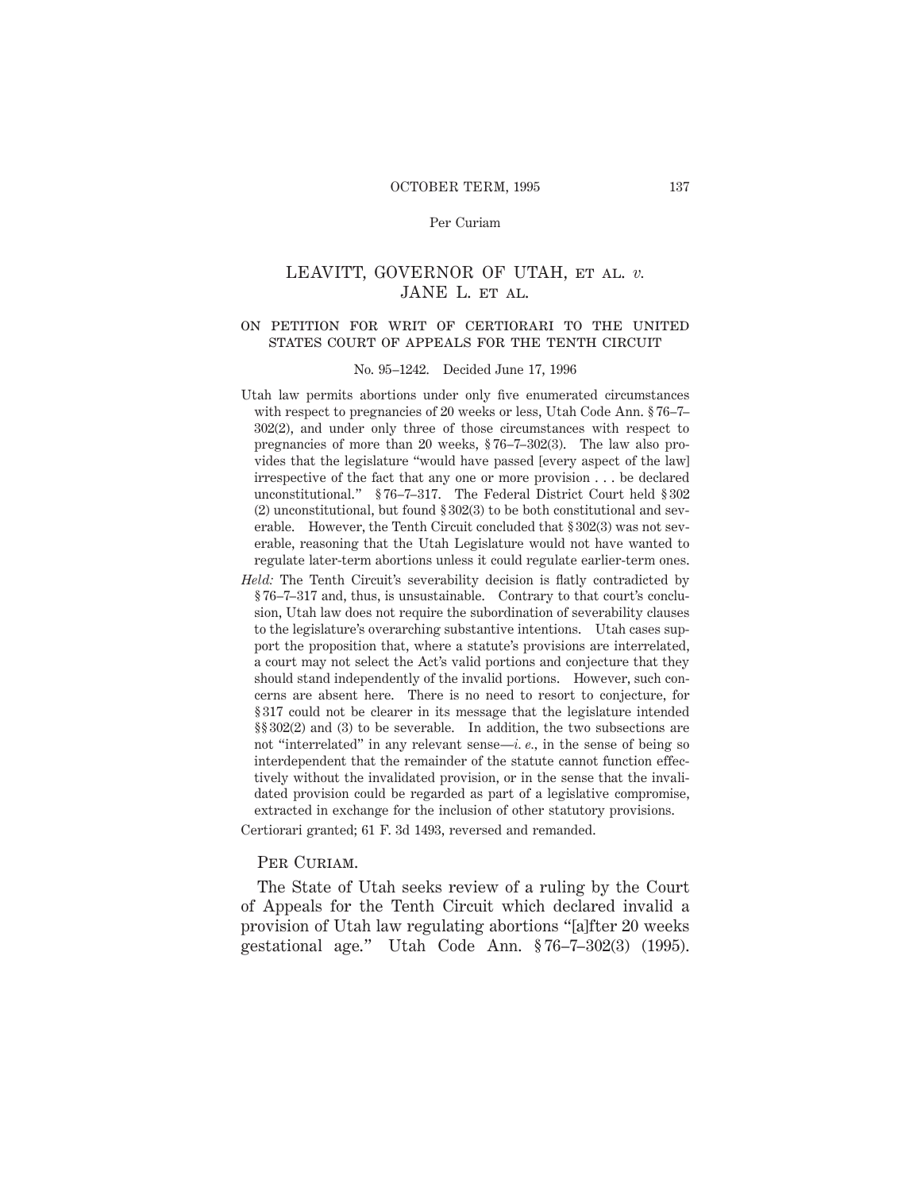# LEAVITT, GOVERNOR OF UTAH, ET AL. *v.* JANE L. ET AL.

## ON PETITION FOR WRIT OF CERTIORARI TO THE UNITED STATES COURT OF APPEALS FOR THE TENTH CIRCUIT

No. 95–1242. Decided June 17, 1996

Utah law permits abortions under only five enumerated circumstances with respect to pregnancies of 20 weeks or less, Utah Code Ann. § 76–7–302(2), and under only three of those circumstances with respect to pregnancies of more than 20 weeks, § 76–7–302(3). The law also provides that the legislature "would have passed [every aspect of the law] irrespective of the fact that any one or more provision . . . be declared unconstitutional." § 76–7–317. The Federal District Court held § 302 (2) unconstitutional, but found § 302(3) to be both constitutional and severable. However, the Tenth Circuit concluded that § 302(3) was not severable, reasoning that the Utah Legislature would not have wanted to regulate later-term abortions unless it could regulate earlier-term ones.

*Held:* The Tenth Circuit's severability decision is flatly contradicted by § 76–7–317 and, thus, is unsustainable. Contrary to that court's conclusion, Utah law does not require the subordination of severability clauses to the legislature's overarching substantive intentions. Utah cases support the proposition that, where a statute's provisions are interrelated, a court may not select the Act's valid portions and conjecture that they should stand independently of the invalid portions. However, such concerns are absent here. There is no need to resort to conjecture, for § 317 could not be clearer in its message that the legislature intended §§ 302(2) and (3) to be severable. In addition, the two subsections are not "interrelated" in any relevant sense—*i. e.*, in the sense of being so interdependent that the remainder of the statute cannot function effectively without the invalidated provision, or in the sense that the invalidated provision could be regarded as part of a legislative compromise, extracted in exchange for the inclusion of other statutory provisions.

Certiorari granted; 61 F. 3d 1493, reversed and remanded.

PER CURIAM.

The State of Utah seeks review of a ruling by the Court of Appeals for the Tenth Circuit which declared invalid a provision of Utah law regulating abortions "[a]fter 20 weeks gestational age." Utah Code Ann. § 76–7–302(3) (1995).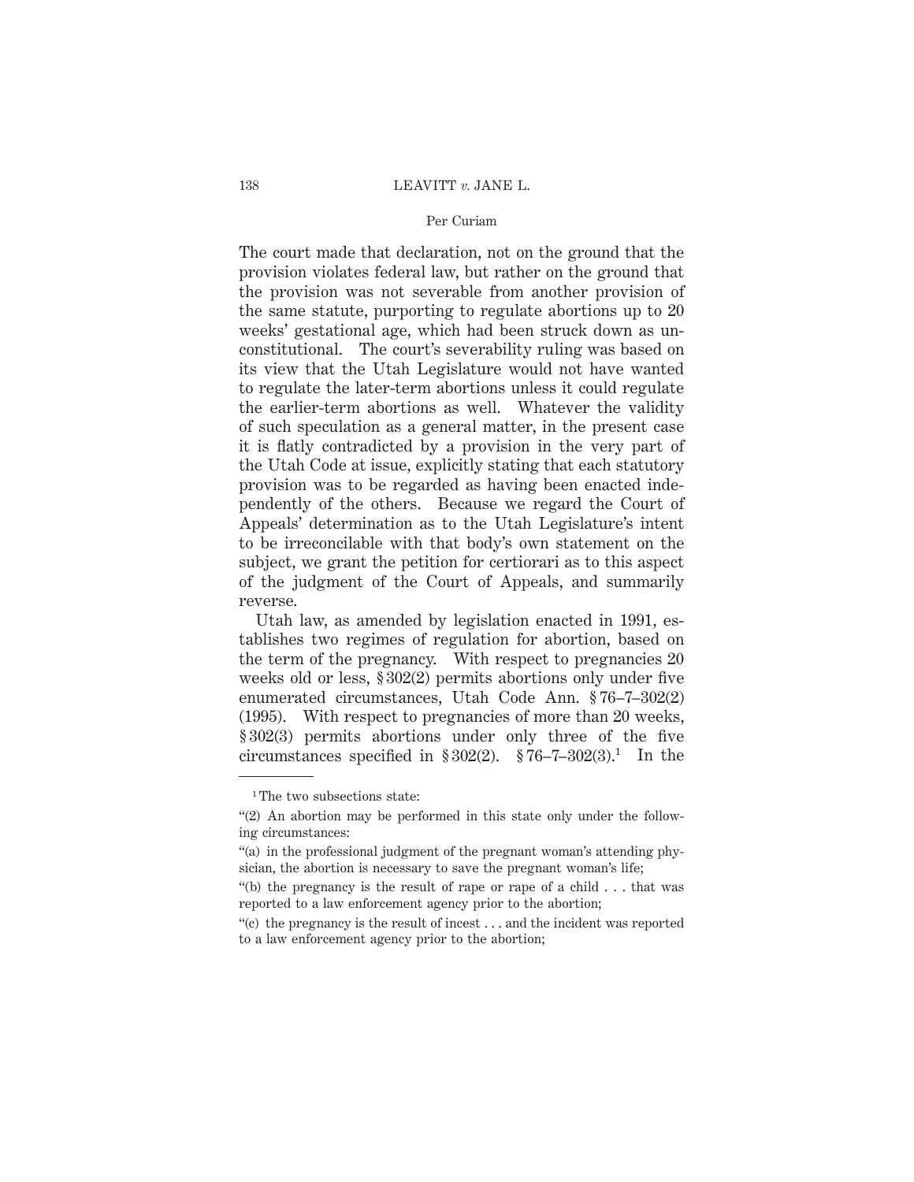The court made that declaration, not on the ground that the provision violates federal law, but rather on the ground that the provision was not severable from another provision of the same statute, purporting to regulate abortions up to 20 weeks' gestational age, which had been struck down as unconstitutional. The court's severability ruling was based on its view that the Utah Legislature would not have wanted to regulate the later-term abortions unless it could regulate the earlier-term abortions as well. Whatever the validity of such speculation as a general matter, in the present case it is flatly contradicted by a provision in the very part of the Utah Code at issue, explicitly stating that each statutory provision was to be regarded as having been enacted independently of the others. Because we regard the Court of Appeals' determination as to the Utah Legislature's intent to be irreconcilable with that body's own statement on the subject, we grant the petition for certiorari as to this aspect of the judgment of the Court of Appeals, and summarily reverse.

Utah law, as amended by legislation enacted in 1991, establishes two regimes of regulation for abortion, based on the term of the pregnancy. With respect to pregnancies 20 weeks old or less, § 302(2) permits abortions only under five enumerated circumstances, Utah Code Ann. § 76–7–302(2) (1995). With respect to pregnancies of more than 20 weeks, § 302(3) permits abortions under only three of the five circumstances specified in § 302(2). § 76–7–302(3).[1] In the

---

[1] The two subsections state:

"(2) An abortion may be performed in this state only under the following circumstances:

"(a) in the professional judgment of the pregnant woman's attending physician, the abortion is necessary to save the pregnant woman's life;

"(b) the pregnancy is the result of rape or rape of a child . . . that was reported to a law enforcement agency prior to the abortion;

"(c) the pregnancy is the result of incest . . . and the incident was reported to a law enforcement agency prior to the abortion;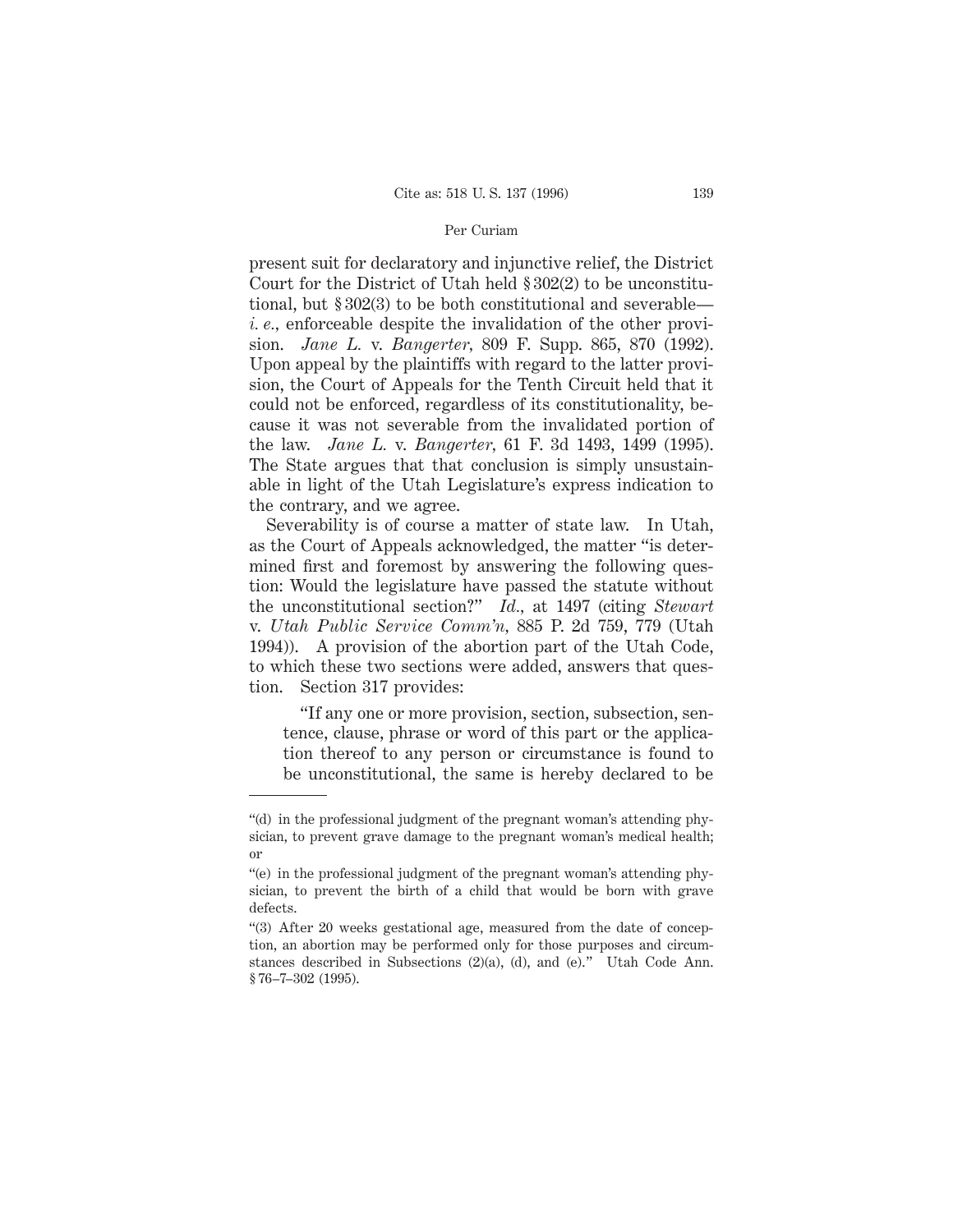present suit for declaratory and injunctive relief, the District Court for the District of Utah held § 302(2) to be unconstitutional, but § 302(3) to be both constitutional and severable—*i. e.*, enforceable despite the invalidation of the other provision. *Jane L.* v. *Bangerter,* 809 F. Supp. 865, 870 (1992). Upon appeal by the plaintiffs with regard to the latter provision, the Court of Appeals for the Tenth Circuit held that it could not be enforced, regardless of its constitutionality, because it was not severable from the invalidated portion of the law. *Jane L.* v. *Bangerter,* 61 F. 3d 1493, 1499 (1995). The State argues that that conclusion is simply unsustainable in light of the Utah Legislature's express indication to the contrary, and we agree.

Severability is of course a matter of state law. In Utah, as the Court of Appeals acknowledged, the matter "is determined first and foremost by answering the following question: Would the legislature have passed the statute without the unconstitutional section?" *Id.,* at 1497 (citing *Stewart* v. *Utah Public Service Comm'n,* 885 P. 2d 759, 779 (Utah 1994)). A provision of the abortion part of the Utah Code, to which these two sections were added, answers that question. Section 317 provides:

> "If any one or more provision, section, subsection, sentence, clause, phrase or word of this part or the application thereof to any person or circumstance is found to be unconstitutional, the same is hereby declared to be

---

"(d) in the professional judgment of the pregnant woman's attending physician, to prevent grave damage to the pregnant woman's medical health; or

"(e) in the professional judgment of the pregnant woman's attending physician, to prevent the birth of a child that would be born with grave defects.

"(3) After 20 weeks gestational age, measured from the date of conception, an abortion may be performed only for those purposes and circumstances described in Subsections (2)(a), (d), and (e)." Utah Code Ann. § 76–7–302 (1995).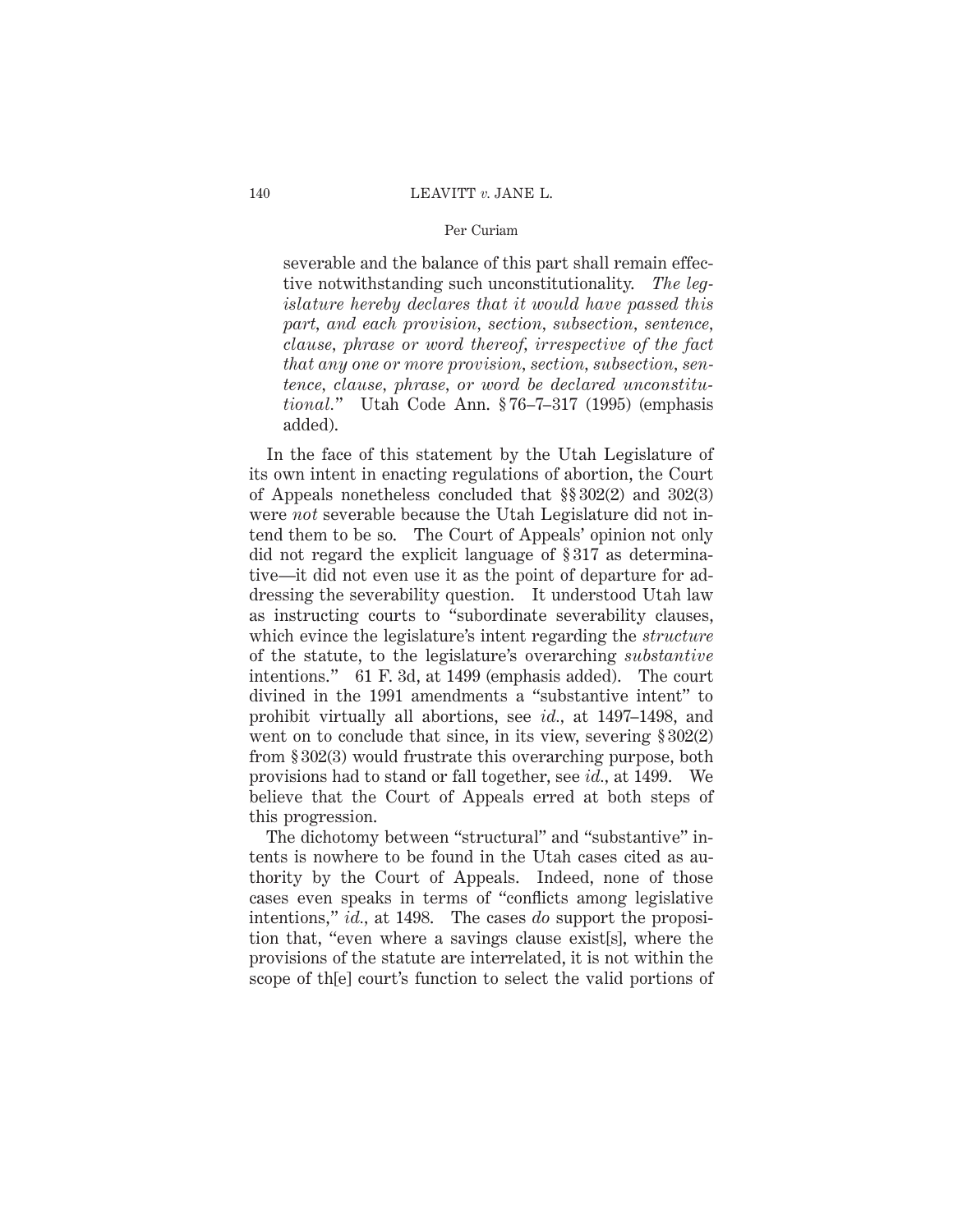> severable and the balance of this part shall remain effective notwithstanding such unconstitutionality. *The legislature hereby declares that it would have passed this part, and each provision, section, subsection, sentence, clause, phrase or word thereof, irrespective of the fact that any one or more provision, section, subsection, sentence, clause, phrase, or word be declared unconstitutional.*" Utah Code Ann. § 76–7–317 (1995) (emphasis added).

In the face of this statement by the Utah Legislature of its own intent in enacting regulations of abortion, the Court of Appeals nonetheless concluded that §§ 302(2) and 302(3) were *not* severable because the Utah Legislature did not intend them to be so. The Court of Appeals' opinion not only did not regard the explicit language of § 317 as determinative—it did not even use it as the point of departure for addressing the severability question. It understood Utah law as instructing courts to "subordinate severability clauses, which evince the legislature's intent regarding the *structure* of the statute, to the legislature's overarching *substantive* intentions." 61 F. 3d, at 1499 (emphasis added). The court divined in the 1991 amendments a "substantive intent" to prohibit virtually all abortions, see *id.*, at 1497–1498, and went on to conclude that since, in its view, severing § 302(2) from § 302(3) would frustrate this overarching purpose, both provisions had to stand or fall together, see *id.*, at 1499. We believe that the Court of Appeals erred at both steps of this progression.

The dichotomy between "structural" and "substantive" intents is nowhere to be found in the Utah cases cited as authority by the Court of Appeals. Indeed, none of those cases even speaks in terms of "conflicts among legislative intentions," *id.*, at 1498. The cases *do* support the proposition that, "even where a savings clause exist[s], where the provisions of the statute are interrelated, it is not within the scope of th[e] court's function to select the valid portions of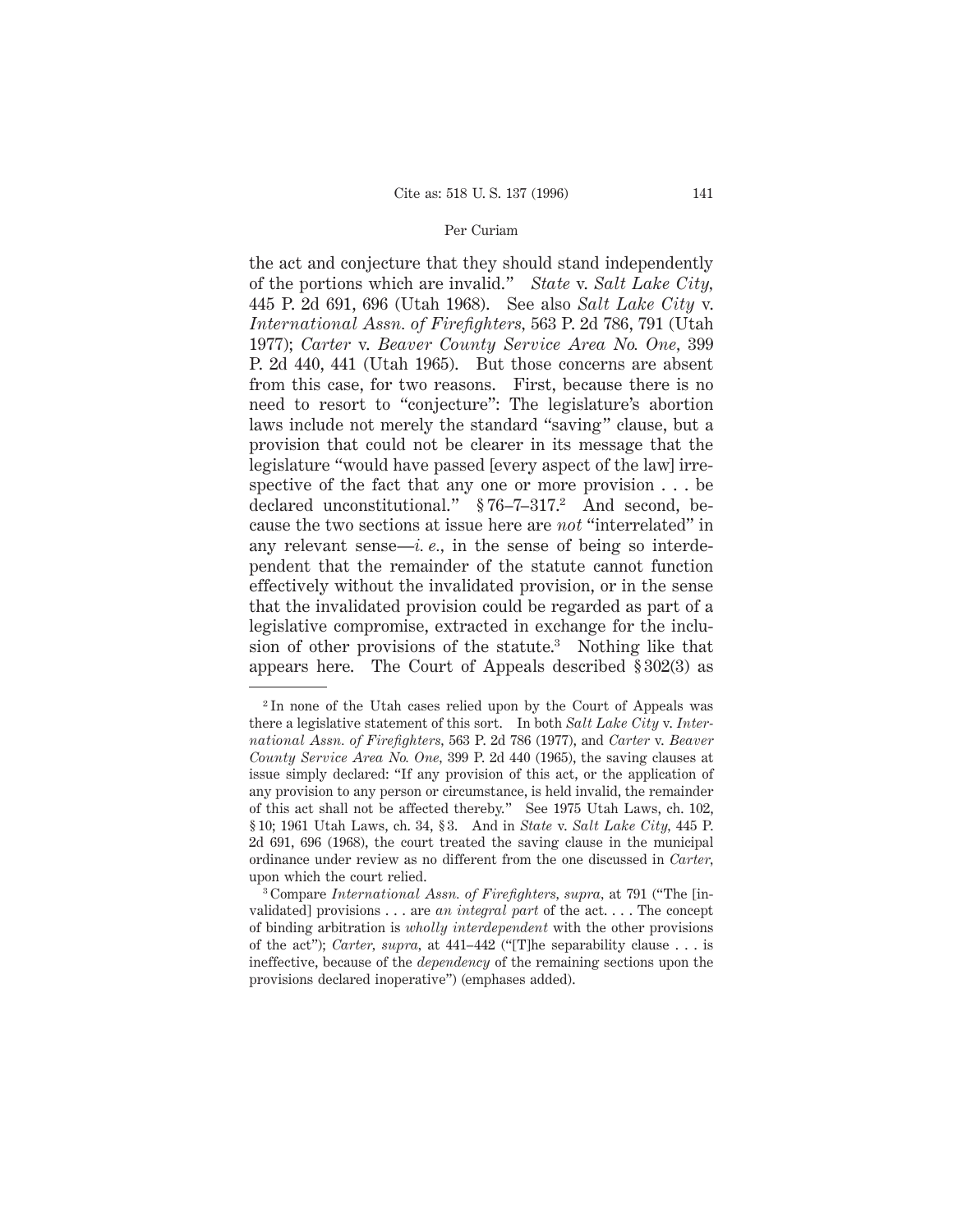the act and conjecture that they should stand independently of the portions which are invalid." *State* v. *Salt Lake City*, 445 P. 2d 691, 696 (Utah 1968). See also *Salt Lake City* v. *International Assn. of Firefighters*, 563 P. 2d 786, 791 (Utah 1977); *Carter* v. *Beaver County Service Area No. One*, 399 P. 2d 440, 441 (Utah 1965). But those concerns are absent from this case, for two reasons. First, because there is no need to resort to "conjecture": The legislature's abortion laws include not merely the standard "saving" clause, but a provision that could not be clearer in its message that the legislature "would have passed [every aspect of the law] irrespective of the fact that any one or more provision . . . be declared unconstitutional." § 76–7–317.[2] And second, because the two sections at issue here are *not* "interrelated" in any relevant sense—*i. e.*, in the sense of being so interdependent that the remainder of the statute cannot function effectively without the invalidated provision, or in the sense that the invalidated provision could be regarded as part of a legislative compromise, extracted in exchange for the inclusion of other provisions of the statute.[3] Nothing like that appears here. The Court of Appeals described § 302(3) as

---

[2] In none of the Utah cases relied upon by the Court of Appeals was there a legislative statement of this sort. In both *Salt Lake City* v. *International Assn. of Firefighters*, 563 P. 2d 786 (1977), and *Carter* v. *Beaver County Service Area No. One*, 399 P. 2d 440 (1965), the saving clauses at issue simply declared: "If any provision of this act, or the application of any provision to any person or circumstance, is held invalid, the remainder of this act shall not be affected thereby." See 1975 Utah Laws, ch. 102, § 10; 1961 Utah Laws, ch. 34, § 3. And in *State* v. *Salt Lake City*, 445 P. 2d 691, 696 (1968), the court treated the saving clause in the municipal ordinance under review as no different from the one discussed in *Carter*, upon which the court relied.

[3] Compare *International Assn. of Firefighters*, *supra*, at 791 ("The [invalidated] provisions . . . are *an integral part* of the act. . . . The concept of binding arbitration is *wholly interdependent* with the other provisions of the act"); *Carter*, *supra*, at 441–442 ("[T]he separability clause . . . is ineffective, because of the *dependency* of the remaining sections upon the provisions declared inoperative") (emphases added).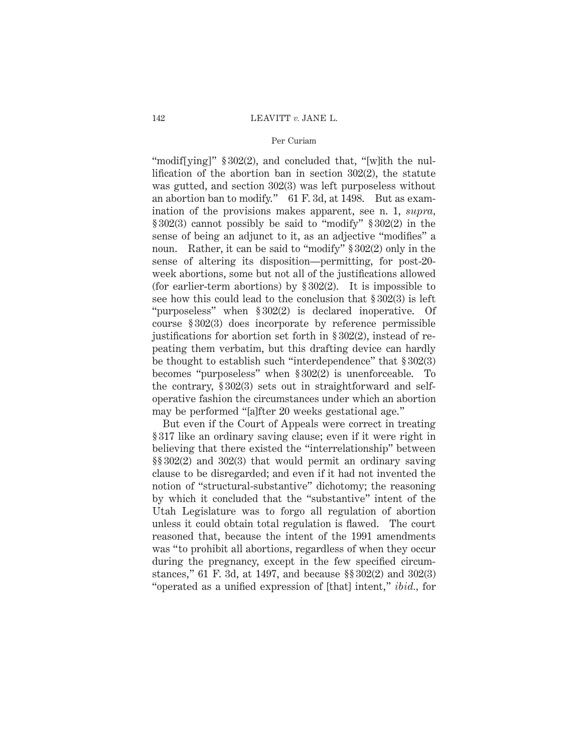"modif[ying]" § 302(2), and concluded that, "[w]ith the nullification of the abortion ban in section 302(2), the statute was gutted, and section 302(3) was left purposeless without an abortion ban to modify." 61 F. 3d, at 1498. But as examination of the provisions makes apparent, see n. 1, *supra*, § 302(3) cannot possibly be said to "modify" § 302(2) in the sense of being an adjunct to it, as an adjective "modifies" a noun. Rather, it can be said to "modify" § 302(2) only in the sense of altering its disposition—permitting, for post-20-week abortions, some but not all of the justifications allowed (for earlier-term abortions) by § 302(2). It is impossible to see how this could lead to the conclusion that § 302(3) is left "purposeless" when § 302(2) is declared inoperative. Of course § 302(3) does incorporate by reference permissible justifications for abortion set forth in § 302(2), instead of repeating them verbatim, but this drafting device can hardly be thought to establish such "interdependence" that § 302(3) becomes "purposeless" when § 302(2) is unenforceable. To the contrary, § 302(3) sets out in straightforward and self-operative fashion the circumstances under which an abortion may be performed "[a]fter 20 weeks gestational age."

But even if the Court of Appeals were correct in treating § 317 like an ordinary saving clause; even if it were right in believing that there existed the "interrelationship" between §§ 302(2) and 302(3) that would permit an ordinary saving clause to be disregarded; and even if it had not invented the notion of "structural-substantive" dichotomy; the reasoning by which it concluded that the "substantive" intent of the Utah Legislature was to forgo all regulation of abortion unless it could obtain total regulation is flawed. The court reasoned that, because the intent of the 1991 amendments was "to prohibit all abortions, regardless of when they occur during the pregnancy, except in the few specified circumstances," 61 F. 3d, at 1497, and because §§ 302(2) and 302(3) "operated as a unified expression of [that] intent," *ibid.*, for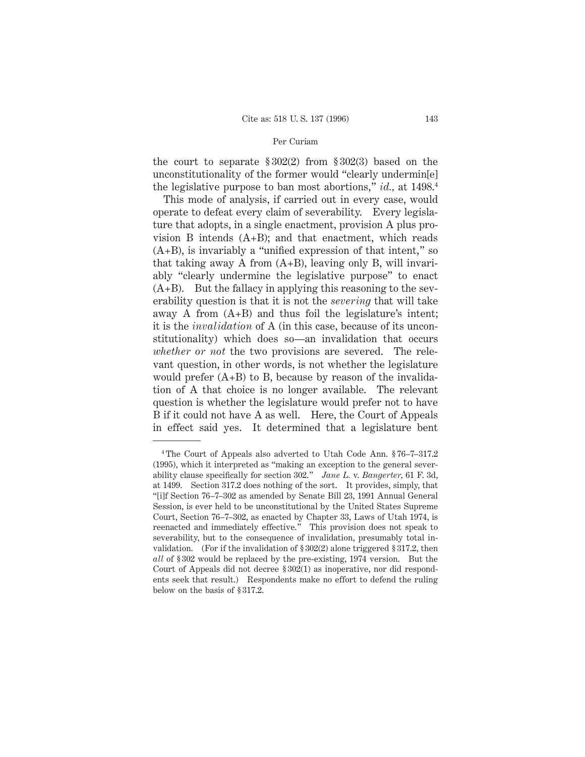the court to separate § 302(2) from § 302(3) based on the unconstitutionality of the former would "clearly undermin[e] the legislative purpose to ban most abortions," *id.*, at 1498.[4]

This mode of analysis, if carried out in every case, would operate to defeat every claim of severability. Every legislature that adopts, in a single enactment, provision A plus provision B intends (A+B); and that enactment, which reads (A+B), is invariably a "unified expression of that intent," so that taking away A from (A+B), leaving only B, will invariably "clearly undermine the legislative purpose" to enact (A+B). But the fallacy in applying this reasoning to the severability question is that it is not the *severing* that will take away A from (A+B) and thus foil the legislature's intent; it is the *invalidation* of A (in this case, because of its unconstitutionality) which does so—an invalidation that occurs *whether or not* the two provisions are severed. The relevant question, in other words, is not whether the legislature would prefer (A+B) to B, because by reason of the invalidation of A that choice is no longer available. The relevant question is whether the legislature would prefer not to have B if it could not have A as well. Here, the Court of Appeals in effect said yes. It determined that a legislature bent

---

[4] The Court of Appeals also adverted to Utah Code Ann. § 76–7–317.2 (1995), which it interpreted as "making an exception to the general severability clause specifically for section 302." *Jane L.* v. *Bangerter*, 61 F. 3d, at 1499. Section 317.2 does nothing of the sort. It provides, simply, that "[i]f Section 76–7–302 as amended by Senate Bill 23, 1991 Annual General Session, is ever held to be unconstitutional by the United States Supreme Court, Section 76–7–302, as enacted by Chapter 33, Laws of Utah 1974, is reenacted and immediately effective." This provision does not speak to severability, but to the consequence of invalidation, presumably total invalidation. (For if the invalidation of § 302(2) alone triggered § 317.2, then *all* of § 302 would be replaced by the pre-existing, 1974 version. But the Court of Appeals did not decree § 302(1) as inoperative, nor did respondents seek that result.) Respondents make no effort to defend the ruling below on the basis of § 317.2.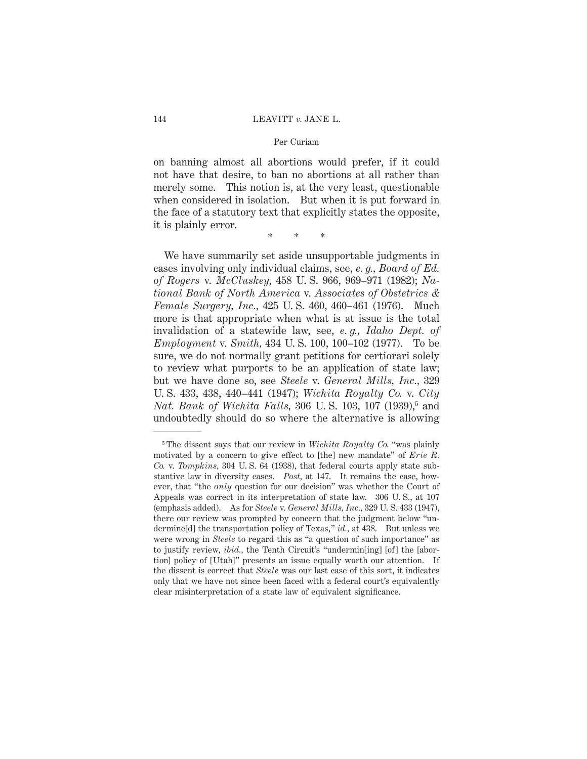on banning almost all abortions would prefer, if it could not have that desire, to ban no abortions at all rather than merely some. This notion is, at the very least, questionable when considered in isolation. But when it is put forward in the face of a statutory text that explicitly states the opposite, it is plainly error.

\* \* \*

We have summarily set aside unsupportable judgments in cases involving only individual claims, see, *e. g.*, *Board of Ed. of Rogers* v. *McCluskey*, 458 U. S. 966, 969–971 (1982); *National Bank of North America* v. *Associates of Obstetrics & Female Surgery, Inc.*, 425 U. S. 460, 460–461 (1976). Much more is that appropriate when what is at issue is the total invalidation of a statewide law, see, *e. g.*, *Idaho Dept. of Employment* v. *Smith*, 434 U. S. 100, 100–102 (1977). To be sure, we do not normally grant petitions for certiorari solely to review what purports to be an application of state law; but we have done so, see *Steele* v. *General Mills, Inc.*, 329 U. S. 433, 438, 440–441 (1947); *Wichita Royalty Co.* v. *City Nat. Bank of Wichita Falls*, 306 U. S. 103, 107 (1939),[5] and undoubtedly should do so where the alternative is allowing

[5] The dissent says that our review in *Wichita Royalty Co.* "was plainly motivated by a concern to give effect to [the] new mandate" of *Erie R. Co.* v. *Tompkins*, 304 U. S. 64 (1938), that federal courts apply state substantive law in diversity cases. *Post*, at 147. It remains the case, however, that "the *only* question for our decision" was whether the Court of Appeals was correct in its interpretation of state law. 306 U. S., at 107 (emphasis added). As for *Steele* v. *General Mills, Inc.*, 329 U. S. 433 (1947), there our review was prompted by concern that the judgment below "undermine[d] the transportation policy of Texas," *id.*, at 438. But unless we were wrong in *Steele* to regard this as "a question of such importance" as to justify review, *ibid.*, the Tenth Circuit's "undermin[ing] [of] the [abortion] policy of [Utah]" presents an issue equally worth our attention. If the dissent is correct that *Steele* was our last case of this sort, it indicates only that we have not since been faced with a federal court's equivalently clear misinterpretation of a state law of equivalent significance.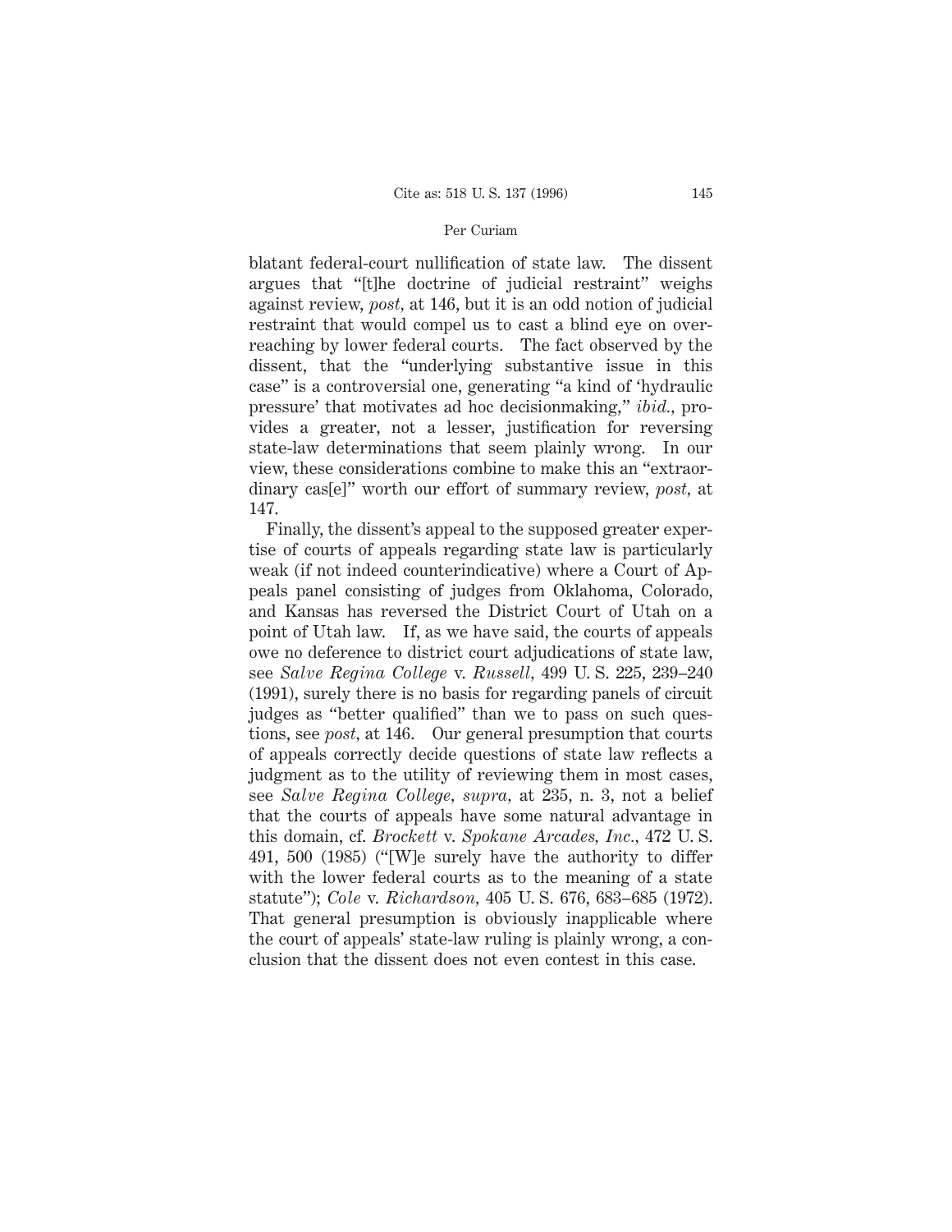blatant federal-court nullification of state law. The dissent argues that "[t]he doctrine of judicial restraint" weighs against review, *post,* at 146, but it is an odd notion of judicial restraint that would compel us to cast a blind eye on overreaching by lower federal courts. The fact observed by the dissent, that the "underlying substantive issue in this case" is a controversial one, generating "a kind of 'hydraulic pressure' that motivates ad hoc decisionmaking," *ibid.,* provides a greater, not a lesser, justification for reversing state-law determinations that seem plainly wrong. In our view, these considerations combine to make this an "extraordinary cas[e]" worth our effort of summary review, *post,* at 147.

Finally, the dissent's appeal to the supposed greater expertise of courts of appeals regarding state law is particularly weak (if not indeed counterindicative) where a Court of Appeals panel consisting of judges from Oklahoma, Colorado, and Kansas has reversed the District Court of Utah on a point of Utah law. If, as we have said, the courts of appeals owe no deference to district court adjudications of state law, see *Salve Regina College* v. *Russell,* 499 U. S. 225, 239–240 (1991), surely there is no basis for regarding panels of circuit judges as "better qualified" than we to pass on such questions, see *post,* at 146. Our general presumption that courts of appeals correctly decide questions of state law reflects a judgment as to the utility of reviewing them in most cases, see *Salve Regina College, supra,* at 235, n. 3, not a belief that the courts of appeals have some natural advantage in this domain, cf. *Brockett* v. *Spokane Arcades, Inc.,* 472 U. S. 491, 500 (1985) ("[W]e surely have the authority to differ with the lower federal courts as to the meaning of a state statute"); *Cole* v. *Richardson,* 405 U. S. 676, 683–685 (1972). That general presumption is obviously inapplicable where the court of appeals' state-law ruling is plainly wrong, a conclusion that the dissent does not even contest in this case.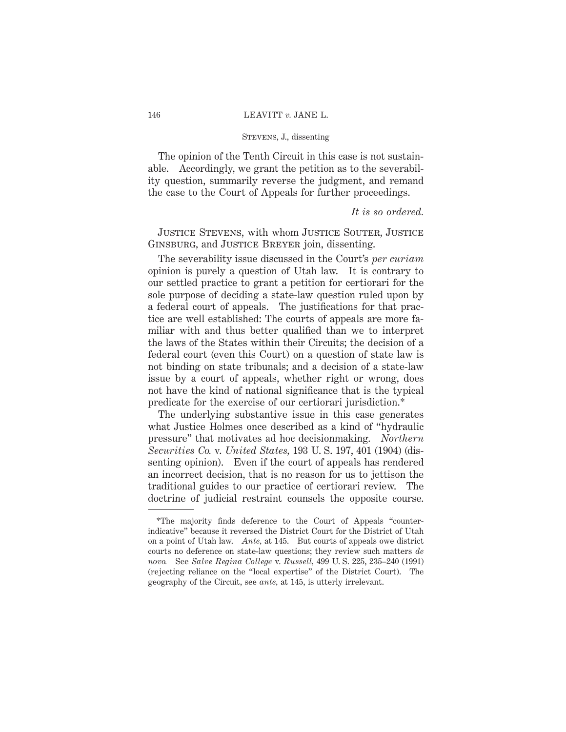The opinion of the Tenth Circuit in this case is not sustainable. Accordingly, we grant the petition as to the severability question, summarily reverse the judgment, and remand the case to the Court of Appeals for further proceedings.

*It is so ordered.*

JUSTICE STEVENS, with whom JUSTICE SOUTER, JUSTICE GINSBURG, and JUSTICE BREYER join, dissenting.

The severability issue discussed in the Court's *per curiam* opinion is purely a question of Utah law. It is contrary to our settled practice to grant a petition for certiorari for the sole purpose of deciding a state-law question ruled upon by a federal court of appeals. The justifications for that practice are well established: The courts of appeals are more familiar with and thus better qualified than we to interpret the laws of the States within their Circuits; the decision of a federal court (even this Court) on a question of state law is not binding on state tribunals; and a decision of a state-law issue by a court of appeals, whether right or wrong, does not have the kind of national significance that is the typical predicate for the exercise of our certiorari jurisdiction.*

The underlying substantive issue in this case generates what Justice Holmes once described as a kind of "hydraulic pressure" that motivates ad hoc decisionmaking. *Northern Securities Co.* v. *United States*, 193 U. S. 197, 401 (1904) (dissenting opinion). Even if the court of appeals has rendered an incorrect decision, that is no reason for us to jettison the traditional guides to our practice of certiorari review. The doctrine of judicial restraint counsels the opposite course.

---

*The majority finds deference to the Court of Appeals "counter-indicative" because it reversed the District Court for the District of Utah on a point of Utah law. *Ante*, at 145. But courts of appeals owe district courts no deference on state-law questions; they review such matters *de novo*. See *Salve Regina College* v. *Russell*, 499 U. S. 225, 235–240 (1991) (rejecting reliance on the "local expertise" of the District Court). The geography of the Circuit, see *ante*, at 145, is utterly irrelevant.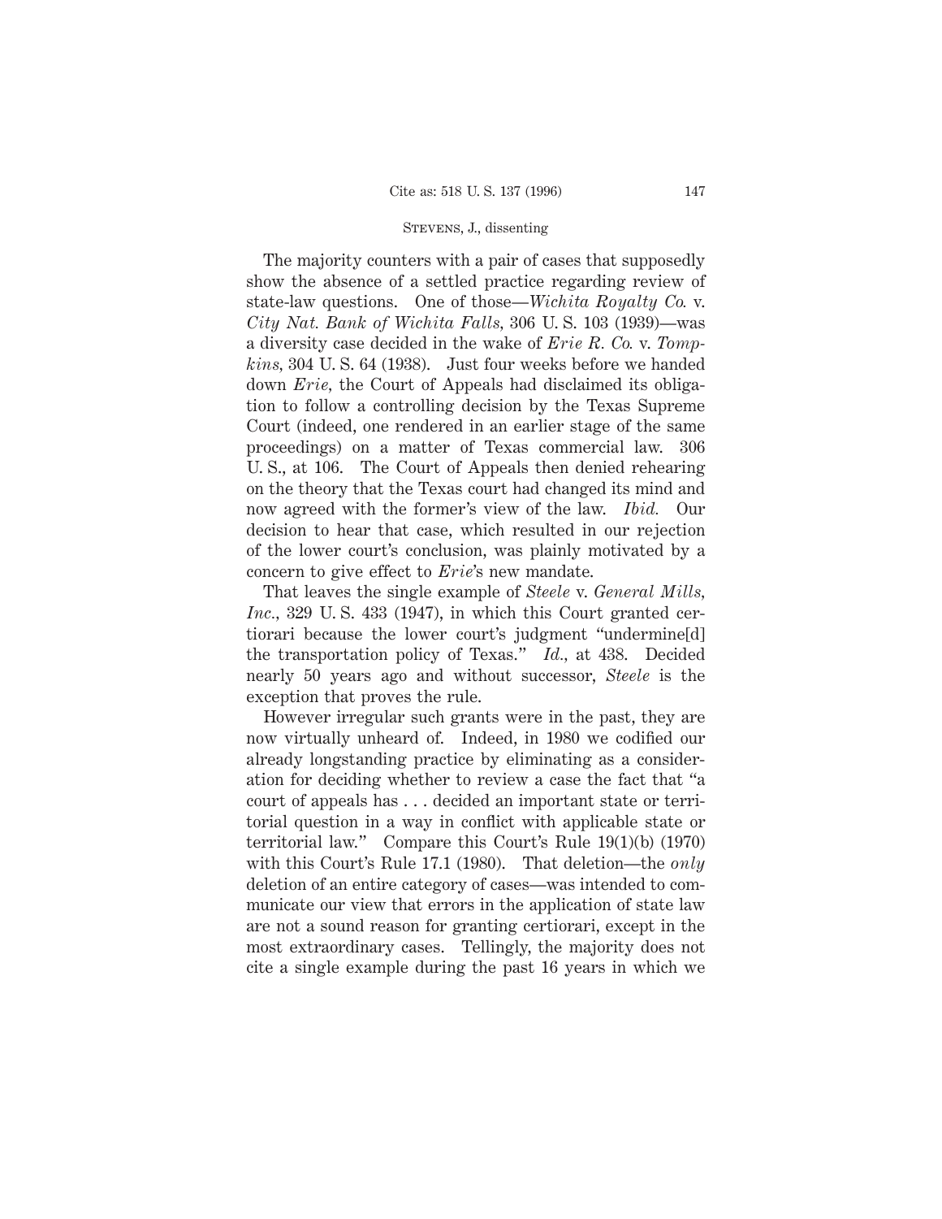The majority counters with a pair of cases that supposedly show the absence of a settled practice regarding review of state-law questions. One of those—*Wichita Royalty Co.* v. *City Nat. Bank of Wichita Falls,* 306 U. S. 103 (1939)—was a diversity case decided in the wake of *Erie R. Co.* v. *Tompkins,* 304 U. S. 64 (1938). Just four weeks before we handed down *Erie,* the Court of Appeals had disclaimed its obligation to follow a controlling decision by the Texas Supreme Court (indeed, one rendered in an earlier stage of the same proceedings) on a matter of Texas commercial law. 306 U. S., at 106. The Court of Appeals then denied rehearing on the theory that the Texas court had changed its mind and now agreed with the former's view of the law. *Ibid.* Our decision to hear that case, which resulted in our rejection of the lower court's conclusion, was plainly motivated by a concern to give effect to *Erie*'s new mandate.

That leaves the single example of *Steele* v. *General Mills, Inc.,* 329 U. S. 433 (1947), in which this Court granted certiorari because the lower court's judgment "undermine[d] the transportation policy of Texas." *Id.,* at 438. Decided nearly 50 years ago and without successor, *Steele* is the exception that proves the rule.

However irregular such grants were in the past, they are now virtually unheard of. Indeed, in 1980 we codified our already longstanding practice by eliminating as a consideration for deciding whether to review a case the fact that "a court of appeals has . . . decided an important state or territorial question in a way in conflict with applicable state or territorial law." Compare this Court's Rule 19(1)(b) (1970) with this Court's Rule 17.1 (1980). That deletion—the *only* deletion of an entire category of cases—was intended to communicate our view that errors in the application of state law are not a sound reason for granting certiorari, except in the most extraordinary cases. Tellingly, the majority does not cite a single example during the past 16 years in which we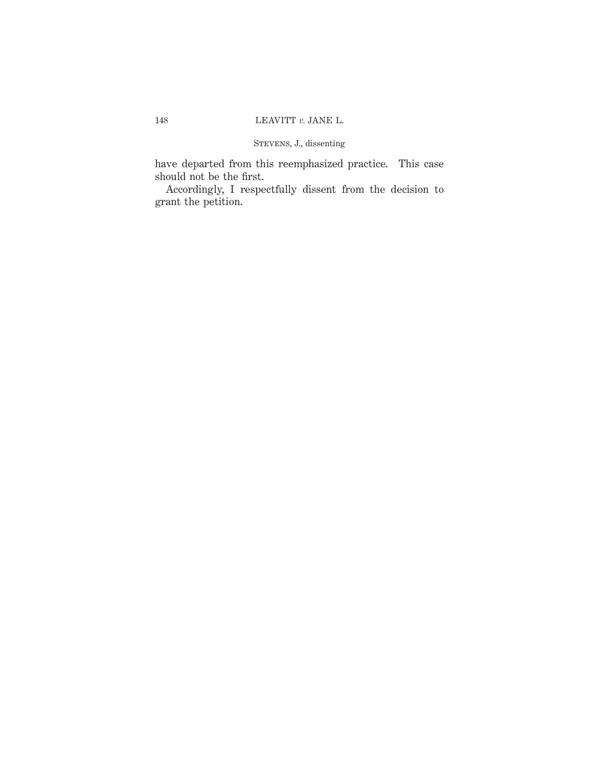have departed from this reemphasized practice. This case should not be the first.

Accordingly, I respectfully dissent from the decision to grant the petition.